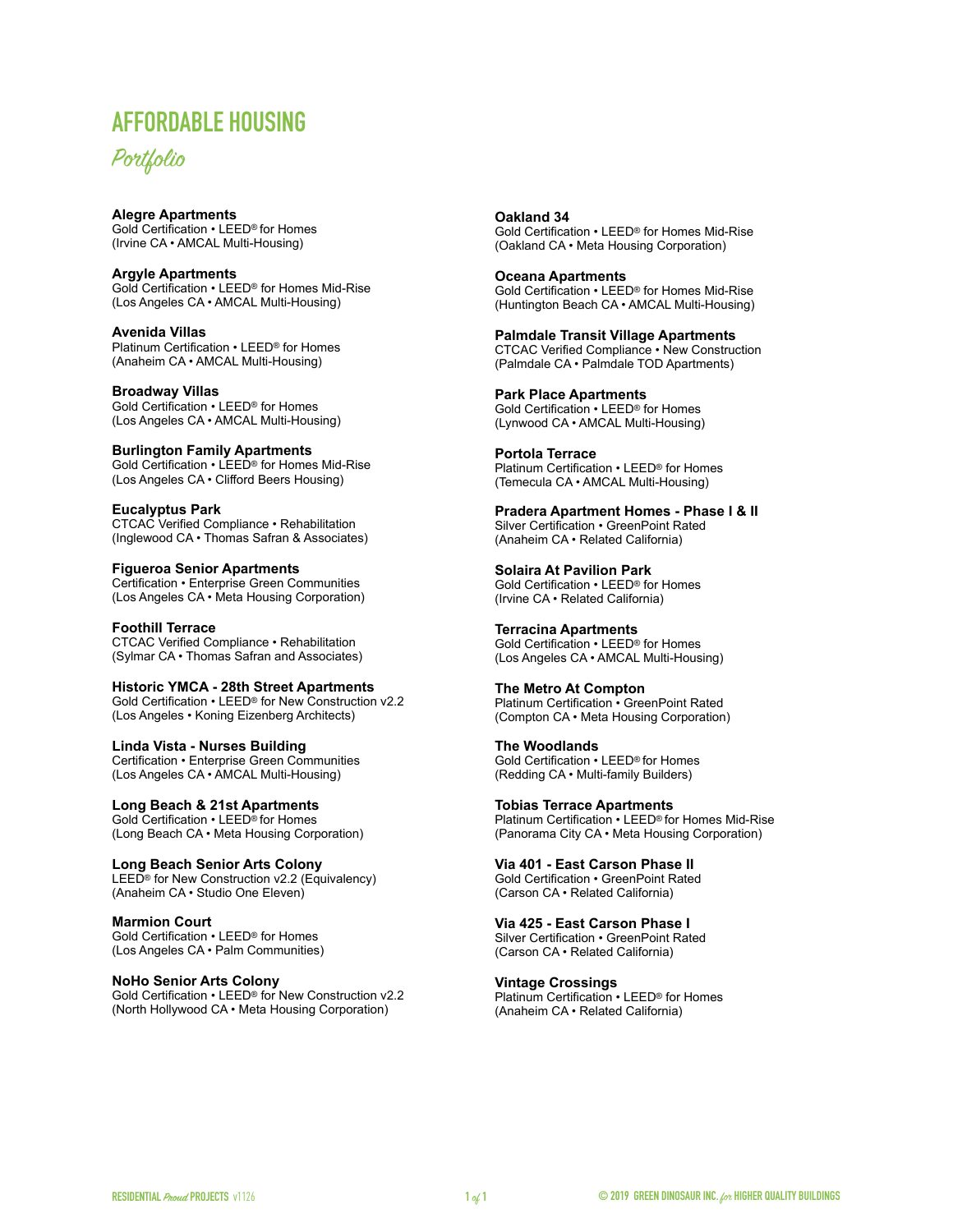# AFFORDABLE HOUSING

*Portfolio*

**Alegre Apartments**
Gold Certification • LEED® for Homes
(Irvine CA • AMCAL Multi-Housing)

**Argyle Apartments**
Gold Certification • LEED® for Homes Mid-Rise
(Los Angeles CA • AMCAL Multi-Housing)

**Avenida Villas**
Platinum Certification • LEED® for Homes
(Anaheim CA • AMCAL Multi-Housing)

**Broadway Villas**
Gold Certification • LEED® for Homes
(Los Angeles CA • AMCAL Multi-Housing)

**Burlington Family Apartments**
Gold Certification • LEED® for Homes Mid-Rise
(Los Angeles CA • Clifford Beers Housing)

**Eucalyptus Park**
CTCAC Verified Compliance • Rehabilitation
(Inglewood CA • Thomas Safran & Associates)

**Figueroa Senior Apartments**
Certification • Enterprise Green Communities
(Los Angeles CA • Meta Housing Corporation)

**Foothill Terrace**
CTCAC Verified Compliance • Rehabilitation
(Sylmar CA • Thomas Safran and Associates)

**Historic YMCA - 28th Street Apartments**
Gold Certification • LEED® for New Construction v2.2
(Los Angeles • Koning Eizenberg Architects)

**Linda Vista - Nurses Building**
Certification • Enterprise Green Communities
(Los Angeles CA • AMCAL Multi-Housing)

**Long Beach & 21st Apartments**
Gold Certification • LEED® for Homes
(Long Beach CA • Meta Housing Corporation)

**Long Beach Senior Arts Colony**
LEED® for New Construction v2.2 (Equivalency)
(Anaheim CA • Studio One Eleven)

**Marmion Court**
Gold Certification • LEED® for Homes
(Los Angeles CA • Palm Communities)

**NoHo Senior Arts Colony**
Gold Certification • LEED® for New Construction v2.2
(North Hollywood CA • Meta Housing Corporation)

**Oakland 34**
Gold Certification • LEED® for Homes Mid-Rise
(Oakland CA • Meta Housing Corporation)

**Oceana Apartments**
Gold Certification • LEED® for Homes Mid-Rise
(Huntington Beach CA • AMCAL Multi-Housing)

**Palmdale Transit Village Apartments**
CTCAC Verified Compliance • New Construction
(Palmdale CA • Palmdale TOD Apartments)

**Park Place Apartments**
Gold Certification • LEED® for Homes
(Lynwood CA • AMCAL Multi-Housing)

**Portola Terrace**
Platinum Certification • LEED® for Homes
(Temecula CA • AMCAL Multi-Housing)

**Pradera Apartment Homes - Phase I & II**
Silver Certification • GreenPoint Rated
(Anaheim CA • Related California)

**Solaira At Pavilion Park**
Gold Certification • LEED® for Homes
(Irvine CA • Related California)

**Terracina Apartments**
Gold Certification • LEED® for Homes
(Los Angeles CA • AMCAL Multi-Housing)

**The Metro At Compton**
Platinum Certification • GreenPoint Rated
(Compton CA • Meta Housing Corporation)

**The Woodlands**
Gold Certification • LEED® for Homes
(Redding CA • Multi-family Builders)

**Tobias Terrace Apartments**
Platinum Certification • LEED® for Homes Mid-Rise
(Panorama City CA • Meta Housing Corporation)

**Via 401 - East Carson Phase II**
Gold Certification • GreenPoint Rated
(Carson CA • Related California)

**Via 425 - East Carson Phase I**
Silver Certification • GreenPoint Rated
(Carson CA • Related California)

**Vintage Crossings**
Platinum Certification • LEED® for Homes
(Anaheim CA • Related California)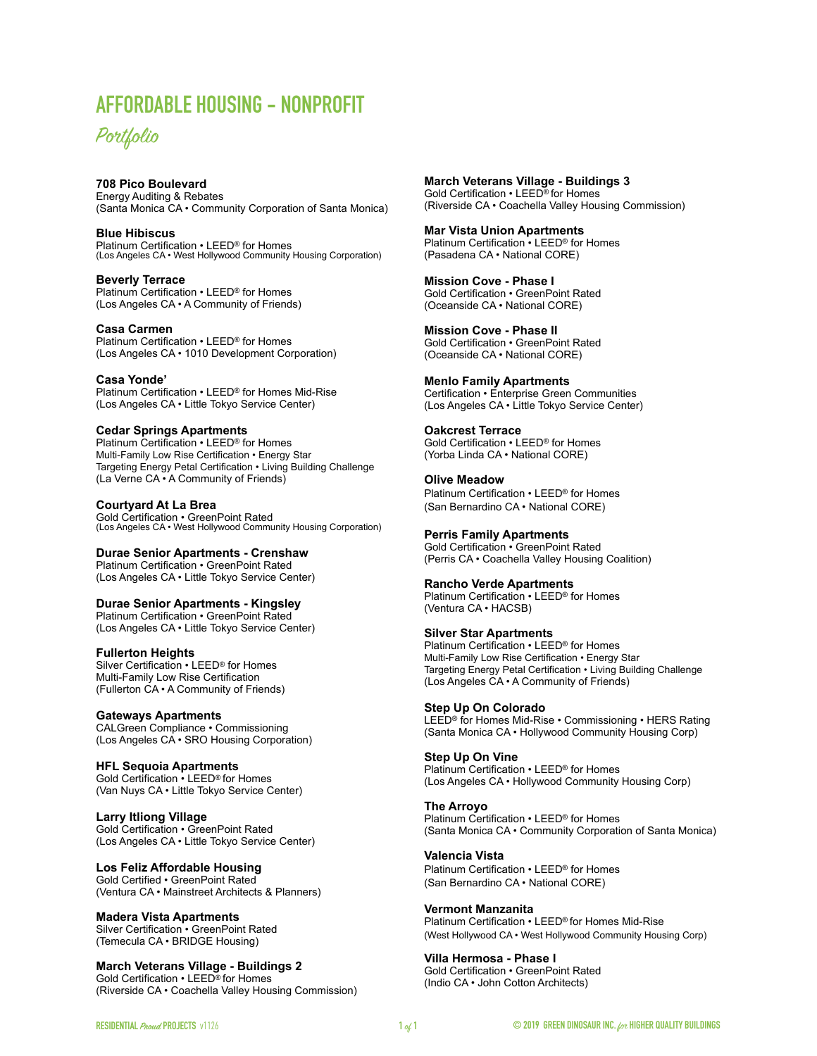# AFFORDABLE HOUSING – NONPROFIT

## *Portfolio*

**708 Pico Boulevard**
Energy Auditing & Rebates
(Santa Monica CA • Community Corporation of Santa Monica)

**Blue Hibiscus**
Platinum Certification • LEED® for Homes
(Los Angeles CA • West Hollywood Community Housing Corporation)

**Beverly Terrace**
Platinum Certification • LEED® for Homes
(Los Angeles CA • A Community of Friends)

**Casa Carmen**
Platinum Certification • LEED® for Homes
(Los Angeles CA • 1010 Development Corporation)

**Casa Yonde'**
Platinum Certification • LEED® for Homes Mid-Rise
(Los Angeles CA • Little Tokyo Service Center)

**Cedar Springs Apartments**
Platinum Certification • LEED® for Homes
Multi-Family Low Rise Certification • Energy Star
Targeting Energy Petal Certification • Living Building Challenge
(La Verne CA • A Community of Friends)

**Courtyard At La Brea**
Gold Certification • GreenPoint Rated
(Los Angeles CA • West Hollywood Community Housing Corporation)

**Durae Senior Apartments - Crenshaw**
Platinum Certification • GreenPoint Rated
(Los Angeles CA • Little Tokyo Service Center)

**Durae Senior Apartments - Kingsley**
Platinum Certification • GreenPoint Rated
(Los Angeles CA • Little Tokyo Service Center)

**Fullerton Heights**
Silver Certification • LEED® for Homes
Multi-Family Low Rise Certification
(Fullerton CA • A Community of Friends)

**Gateways Apartments**
CALGreen Compliance • Commissioning
(Los Angeles CA • SRO Housing Corporation)

**HFL Sequoia Apartments**
Gold Certification • LEED® for Homes
(Van Nuys CA • Little Tokyo Service Center)

**Larry Itliong Village**
Gold Certification • GreenPoint Rated
(Los Angeles CA • Little Tokyo Service Center)

**Los Feliz Affordable Housing**
Gold Certified • GreenPoint Rated
(Ventura CA • Mainstreet Architects & Planners)

**Madera Vista Apartments**
Silver Certification • GreenPoint Rated
(Temecula CA • BRIDGE Housing)

**March Veterans Village - Buildings 2**
Gold Certification • LEED® for Homes
(Riverside CA • Coachella Valley Housing Commission)

**March Veterans Village - Buildings 3**
Gold Certification • LEED® for Homes
(Riverside CA • Coachella Valley Housing Commission)

**Mar Vista Union Apartments**
Platinum Certification • LEED® for Homes
(Pasadena CA • National CORE)

**Mission Cove - Phase I**
Gold Certification • GreenPoint Rated
(Oceanside CA • National CORE)

**Mission Cove - Phase II**
Gold Certification • GreenPoint Rated
(Oceanside CA • National CORE)

**Menlo Family Apartments**
Certification • Enterprise Green Communities
(Los Angeles CA • Little Tokyo Service Center)

**Oakcrest Terrace**
Gold Certification • LEED® for Homes
(Yorba Linda CA • National CORE)

**Olive Meadow**
Platinum Certification • LEED® for Homes
(San Bernardino CA • National CORE)

**Perris Family Apartments**
Gold Certification • GreenPoint Rated
(Perris CA • Coachella Valley Housing Coalition)

**Rancho Verde Apartments**
Platinum Certification • LEED® for Homes
(Ventura CA • HACSB)

**Silver Star Apartments**
Platinum Certification • LEED® for Homes
Multi-Family Low Rise Certification • Energy Star
Targeting Energy Petal Certification • Living Building Challenge
(Los Angeles CA • A Community of Friends)

**Step Up On Colorado**
LEED® for Homes Mid-Rise • Commissioning • HERS Rating
(Santa Monica CA • Hollywood Community Housing Corp)

**Step Up On Vine**
Platinum Certification • LEED® for Homes
(Los Angeles CA • Hollywood Community Housing Corp)

**The Arroyo**
Platinum Certification • LEED® for Homes
(Santa Monica CA • Community Corporation of Santa Monica)

**Valencia Vista**
Platinum Certification • LEED® for Homes
(San Bernardino CA • National CORE)

**Vermont Manzanita**
Platinum Certification • LEED® for Homes Mid-Rise
(West Hollywood CA • West Hollywood Community Housing Corp)

**Villa Hermosa - Phase I**
Gold Certification • GreenPoint Rated
(Indio CA • John Cotton Architects)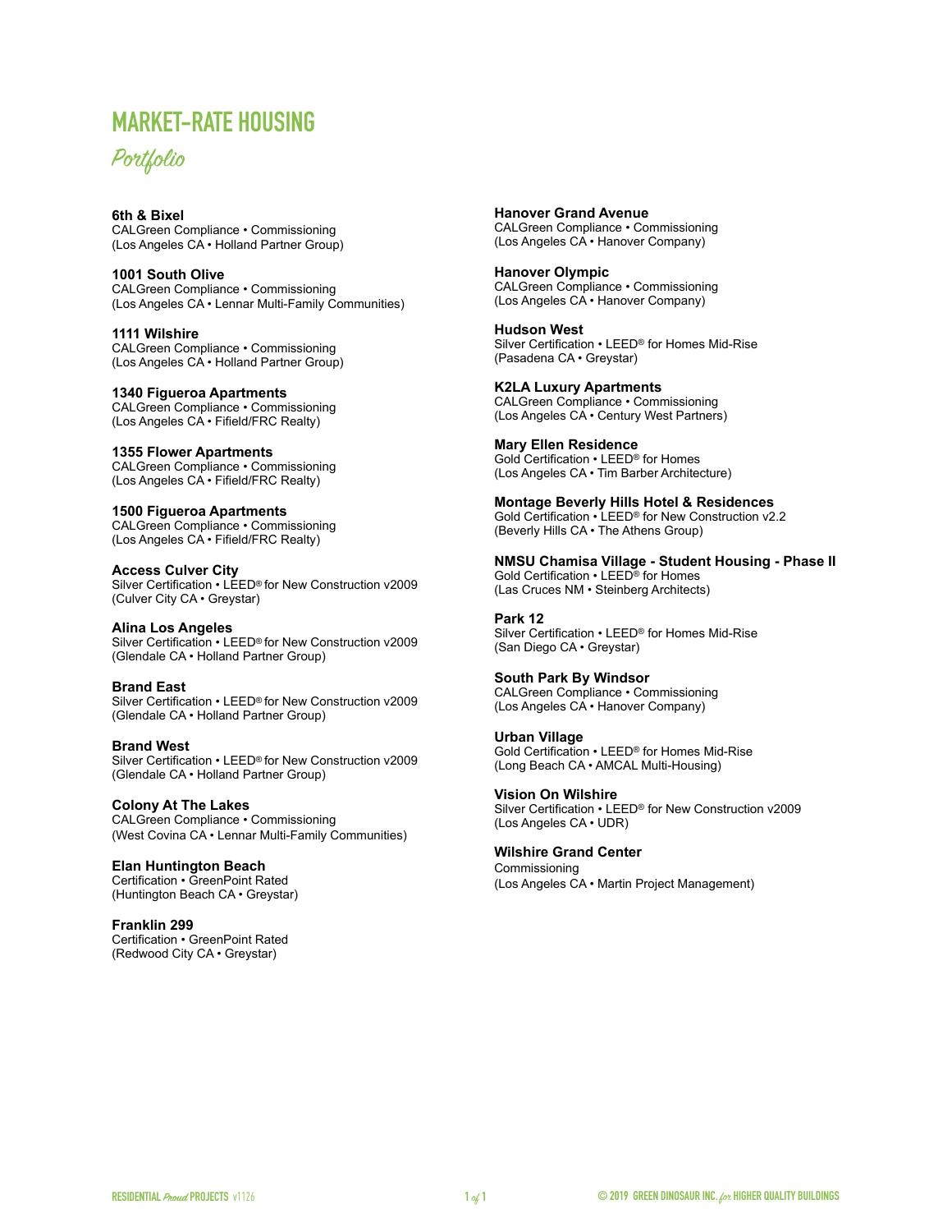# MARKET-RATE HOUSING

*Portfolio*

**6th & Bixel**
CALGreen Compliance • Commissioning
(Los Angeles CA • Holland Partner Group)

**1001 South Olive**
CALGreen Compliance • Commissioning
(Los Angeles CA • Lennar Multi-Family Communities)

**1111 Wilshire**
CALGreen Compliance • Commissioning
(Los Angeles CA • Holland Partner Group)

**1340 Figueroa Apartments**
CALGreen Compliance • Commissioning
(Los Angeles CA • Fifield/FRC Realty)

**1355 Flower Apartments**
CALGreen Compliance • Commissioning
(Los Angeles CA • Fifield/FRC Realty)

**1500 Figueroa Apartments**
CALGreen Compliance • Commissioning
(Los Angeles CA • Fifield/FRC Realty)

**Access Culver City**
Silver Certification • LEED® for New Construction v2009
(Culver City CA • Greystar)

**Alina Los Angeles**
Silver Certification • LEED® for New Construction v2009
(Glendale CA • Holland Partner Group)

**Brand East**
Silver Certification • LEED® for New Construction v2009
(Glendale CA • Holland Partner Group)

**Brand West**
Silver Certification • LEED® for New Construction v2009
(Glendale CA • Holland Partner Group)

**Colony At The Lakes**
CALGreen Compliance • Commissioning
(West Covina CA • Lennar Multi-Family Communities)

**Elan Huntington Beach**
Certification • GreenPoint Rated
(Huntington Beach CA • Greystar)

**Franklin 299**
Certification • GreenPoint Rated
(Redwood City CA • Greystar)

**Hanover Grand Avenue**
CALGreen Compliance • Commissioning
(Los Angeles CA • Hanover Company)

**Hanover Olympic**
CALGreen Compliance • Commissioning
(Los Angeles CA • Hanover Company)

**Hudson West**
Silver Certification • LEED® for Homes Mid-Rise
(Pasadena CA • Greystar)

**K2LA Luxury Apartments**
CALGreen Compliance • Commissioning
(Los Angeles CA • Century West Partners)

**Mary Ellen Residence**
Gold Certification • LEED® for Homes
(Los Angeles CA • Tim Barber Architecture)

**Montage Beverly Hills Hotel & Residences**
Gold Certification • LEED® for New Construction v2.2
(Beverly Hills CA • The Athens Group)

**NMSU Chamisa Village - Student Housing - Phase II**
Gold Certification • LEED® for Homes
(Las Cruces NM • Steinberg Architects)

**Park 12**
Silver Certification • LEED® for Homes Mid-Rise
(San Diego CA • Greystar)

**South Park By Windsor**
CALGreen Compliance • Commissioning
(Los Angeles CA • Hanover Company)

**Urban Village**
Gold Certification • LEED® for Homes Mid-Rise
(Long Beach CA • AMCAL Multi-Housing)

**Vision On Wilshire**
Silver Certification • LEED® for New Construction v2009
(Los Angeles CA • UDR)

**Wilshire Grand Center**
Commissioning
(Los Angeles CA • Martin Project Management)